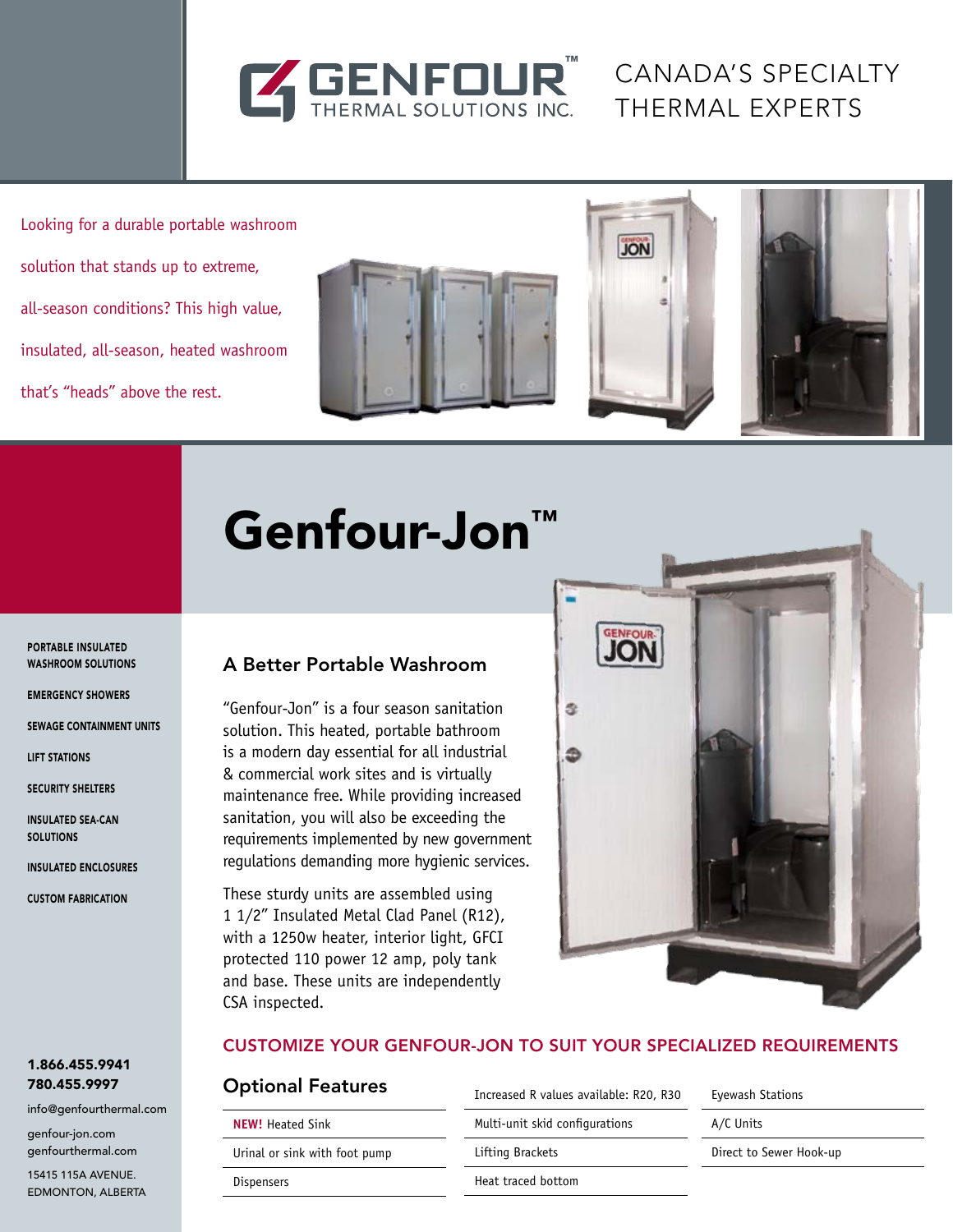# GENFOUR™ THERMAL SOLUTIONS INC.

CANADA'S SPECIALTY THERMAL EXPERTS

Looking for a durable portable washroom solution that stands up to extreme, all-season conditions? This high value, insulated, all-season, heated washroom that's "heads" above the rest.

# Genfour-Jon™

- PORTABLE INSULATED WASHROOM SOLUTIONS
- EMERGENCY SHOWERS
- SEWAGE CONTAINMENT UNITS
- LIFT STATIONS
- SECURITY SHELTERS
- INSULATED SEA-CAN SOLUTIONS
- INSULATED ENCLOSURES
- CUSTOM FABRICATION

## A Better Portable Washroom

"Genfour-Jon" is a four season sanitation solution. This heated, portable bathroom is a modern day essential for all industrial & commercial work sites and is virtually maintenance free. While providing increased sanitation, you will also be exceeding the requirements implemented by new government regulations demanding more hygienic services.

These sturdy units are assembled using 1 1/2" Insulated Metal Clad Panel (R12), with a 1250w heater, interior light, GFCI protected 110 power 12 amp, poly tank and base. These units are independently CSA inspected.

## CUSTOMIZE YOUR GENFOUR-JON TO SUIT YOUR SPECIALIZED REQUIREMENTS

### Optional Features

- **NEW!** Heated Sink
- Urinal or sink with foot pump
- Dispensers
- Increased R values available: R20, R30
- Multi-unit skid configurations
- Lifting Brackets
- Heat traced bottom
- Eyewash Stations
- A/C Units
- Direct to Sewer Hook-up

**1.866.455.9941**
**780.455.9997**

info@genfourthermal.com

genfour-jon.com
genfourthermal.com

15415 115A AVENUE.
EDMONTON, ALBERTA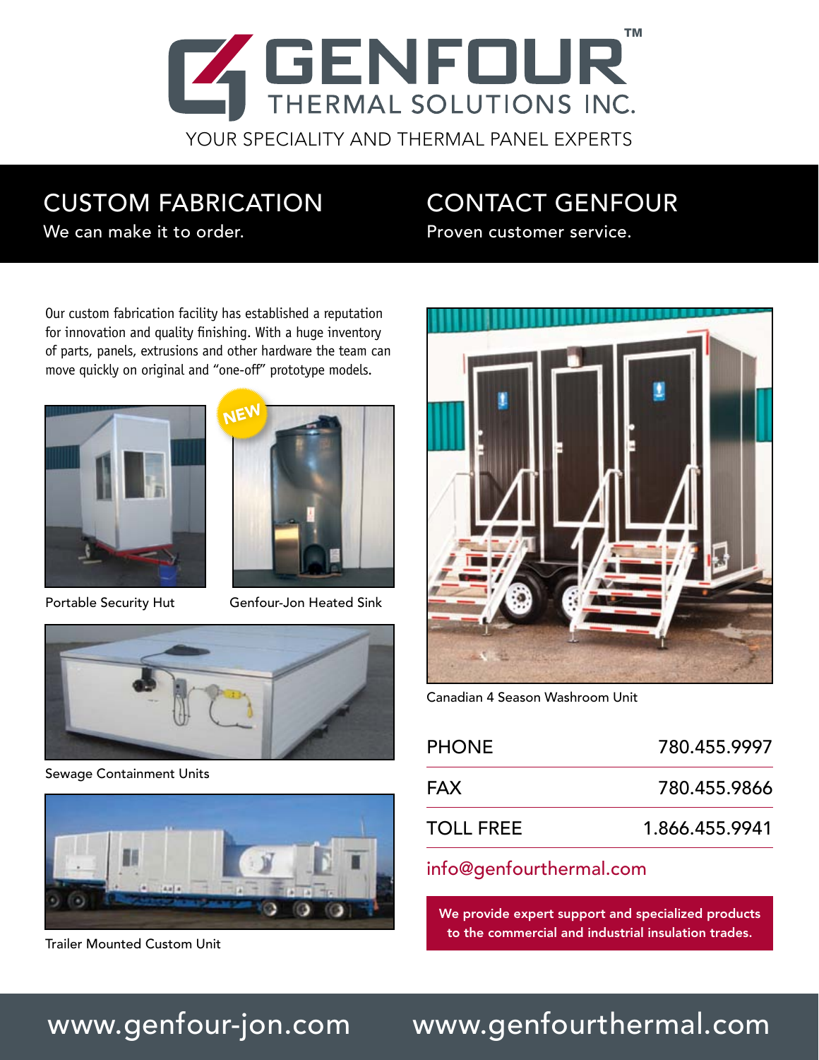# GENFOUR™ THERMAL SOLUTIONS INC.

YOUR SPECIALITY AND THERMAL PANEL EXPERTS

## CUSTOM FABRICATION

We can make it to order.

Our custom fabrication facility has established a reputation for innovation and quality finishing. With a huge inventory of parts, panels, extrusions and other hardware the team can move quickly on original and "one-off" prototype models.

Portable Security Hut

NEW

Genfour-Jon Heated Sink

Sewage Containment Units

Trailer Mounted Custom Unit

## CONTACT GENFOUR

Proven customer service.

Canadian 4 Season Washroom Unit

| | |
|---|---|
| PHONE | 780.455.9997 |
| FAX | 780.455.9866 |
| TOLL FREE | 1.866.455.9941 |

info@genfourthermal.com

**We provide expert support and specialized products to the commercial and industrial insulation trades.**

www.genfour-jon.com www.genfourthermal.com